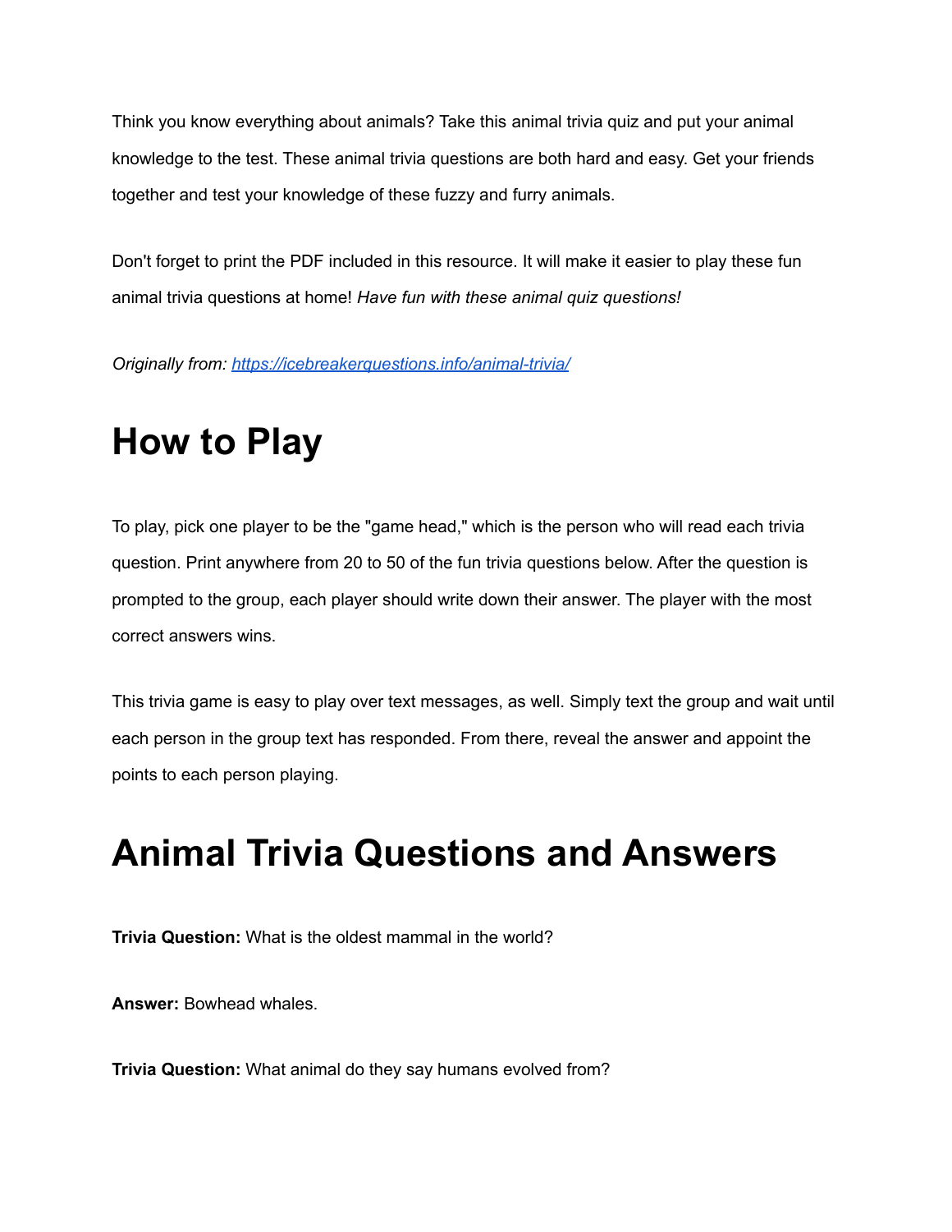Think you know everything about animals? Take this animal trivia quiz and put your animal knowledge to the test. These animal trivia questions are both hard and easy. Get your friends together and test your knowledge of these fuzzy and furry animals.

Don't forget to print the PDF included in this resource. It will make it easier to play these fun animal trivia questions at home! *Have fun with these animal quiz questions!*

*Originally from: [https://icebreakerquestions.info/animal-trivia/](https://icebreakerquestions.info/animal-trivia/)*

# How to Play

To play, pick one player to be the "game head," which is the person who will read each trivia question. Print anywhere from 20 to 50 of the fun trivia questions below. After the question is prompted to the group, each player should write down their answer. The player with the most correct answers wins.

This trivia game is easy to play over text messages, as well. Simply text the group and wait until each person in the group text has responded. From there, reveal the answer and appoint the points to each person playing.

# Animal Trivia Questions and Answers

**Trivia Question:** What is the oldest mammal in the world?

**Answer:** Bowhead whales.

**Trivia Question:** What animal do they say humans evolved from?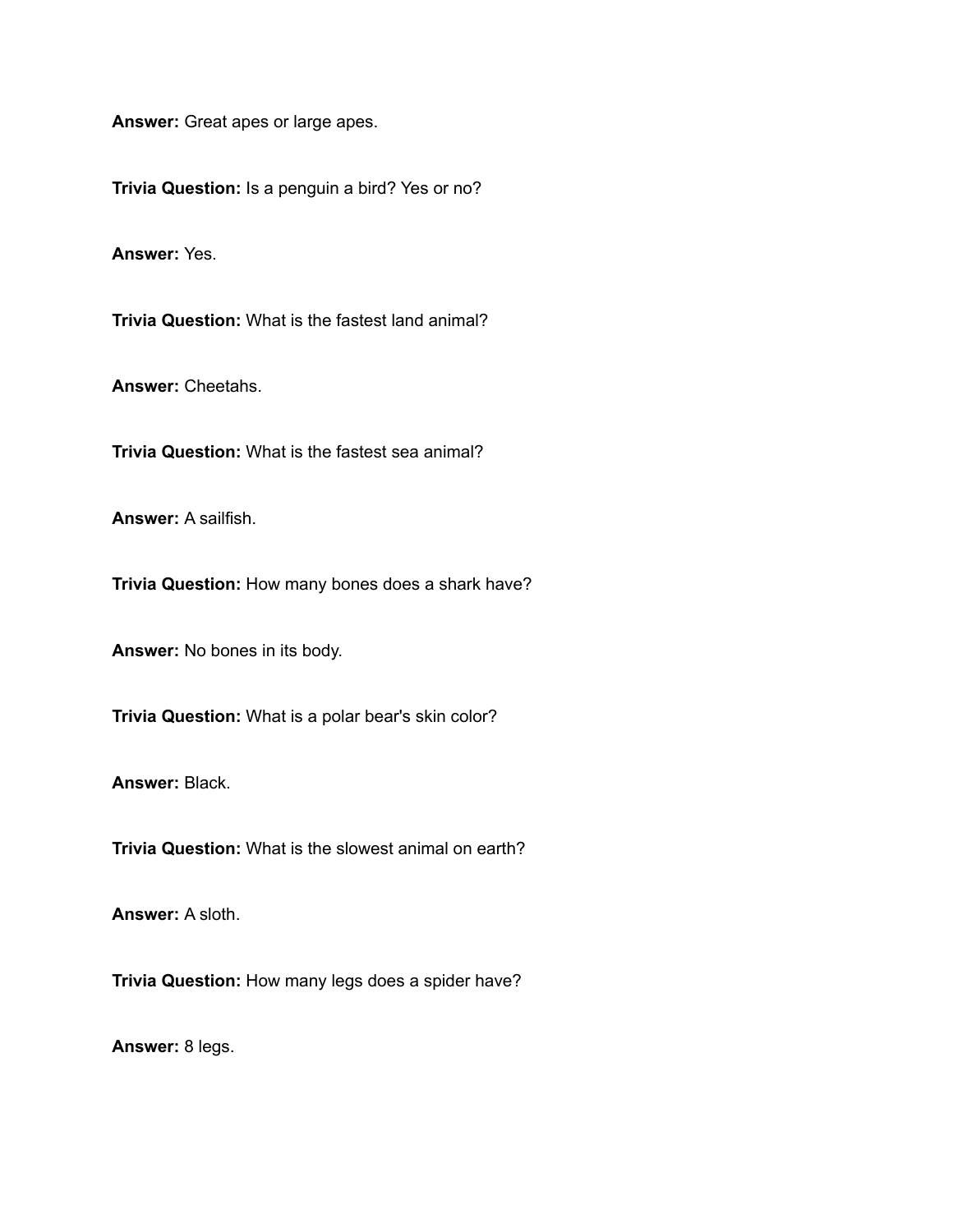**Answer:** Great apes or large apes.

**Trivia Question:** Is a penguin a bird? Yes or no?

**Answer:** Yes.

**Trivia Question:** What is the fastest land animal?

**Answer:** Cheetahs.

**Trivia Question:** What is the fastest sea animal?

**Answer:** A sailfish.

**Trivia Question:** How many bones does a shark have?

**Answer:** No bones in its body.

**Trivia Question:** What is a polar bear's skin color?

**Answer:** Black.

**Trivia Question:** What is the slowest animal on earth?

**Answer:** A sloth.

**Trivia Question:** How many legs does a spider have?

**Answer:** 8 legs.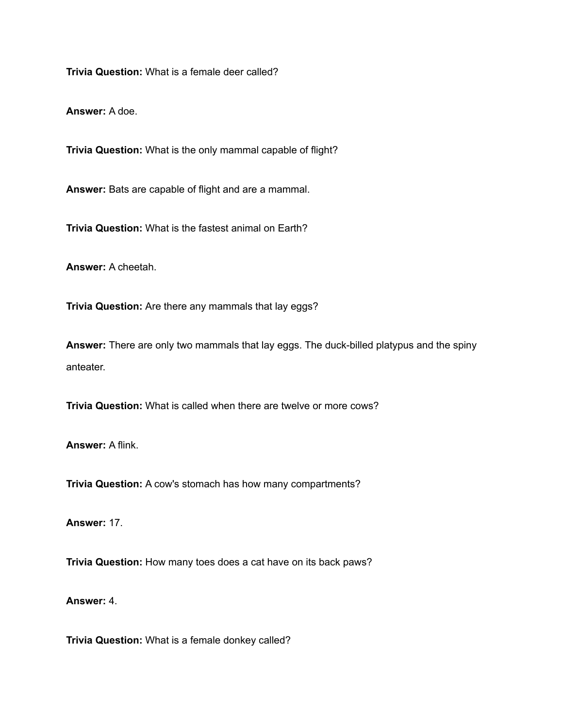**Trivia Question:** What is a female deer called?

**Answer:** A doe.

**Trivia Question:** What is the only mammal capable of flight?

**Answer:** Bats are capable of flight and are a mammal.

**Trivia Question:** What is the fastest animal on Earth?

**Answer:** A cheetah.

**Trivia Question:** Are there any mammals that lay eggs?

**Answer:** There are only two mammals that lay eggs. The duck-billed platypus and the spiny anteater.

**Trivia Question:** What is called when there are twelve or more cows?

**Answer:** A flink.

**Trivia Question:** A cow's stomach has how many compartments?

**Answer:** 17.

**Trivia Question:** How many toes does a cat have on its back paws?

**Answer:** 4.

**Trivia Question:** What is a female donkey called?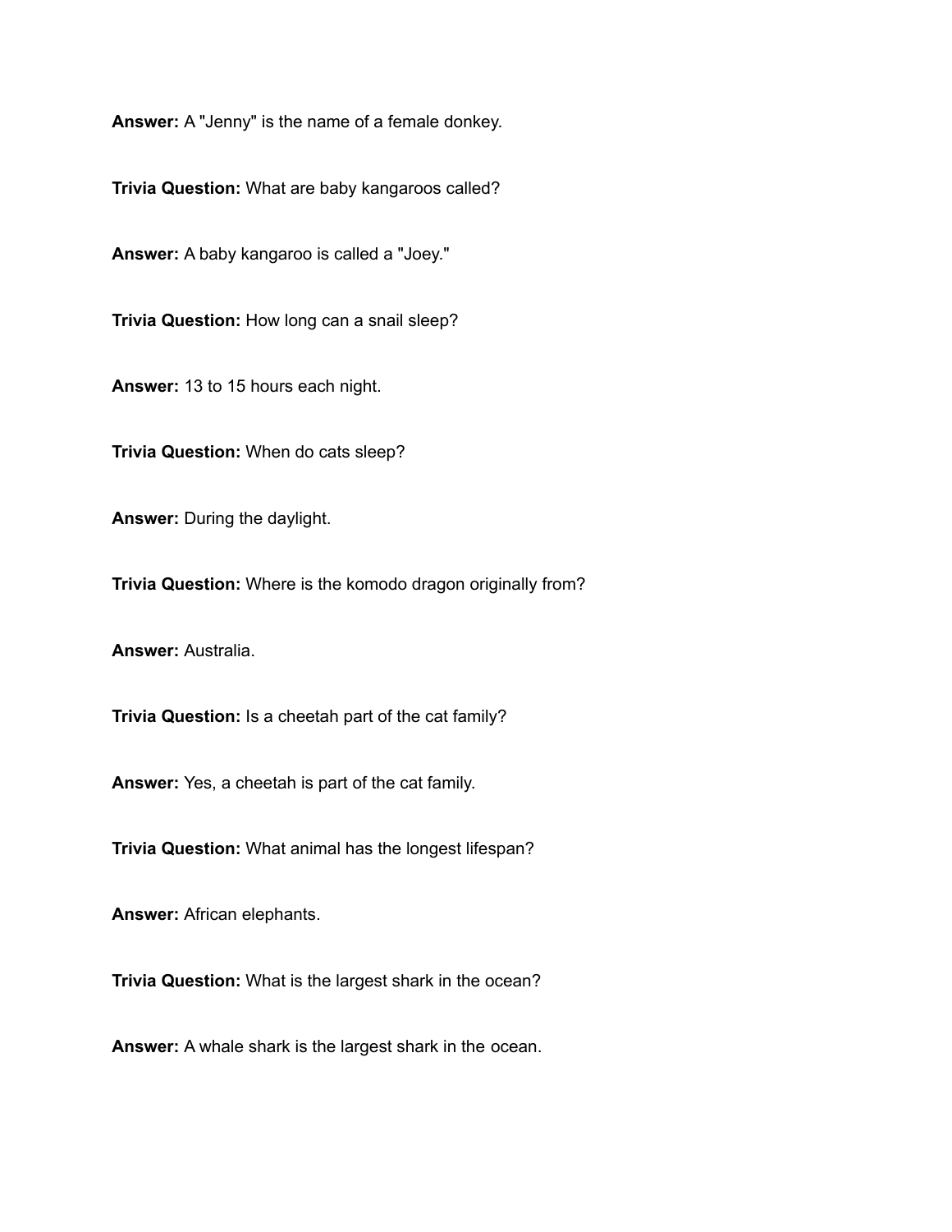**Answer:** A "Jenny" is the name of a female donkey.

**Trivia Question:** What are baby kangaroos called?

**Answer:** A baby kangaroo is called a "Joey."

**Trivia Question:** How long can a snail sleep?

**Answer:** 13 to 15 hours each night.

**Trivia Question:** When do cats sleep?

**Answer:** During the daylight.

**Trivia Question:** Where is the komodo dragon originally from?

**Answer:** Australia.

**Trivia Question:** Is a cheetah part of the cat family?

**Answer:** Yes, a cheetah is part of the cat family.

**Trivia Question:** What animal has the longest lifespan?

**Answer:** African elephants.

**Trivia Question:** What is the largest shark in the ocean?

**Answer:** A whale shark is the largest shark in the ocean.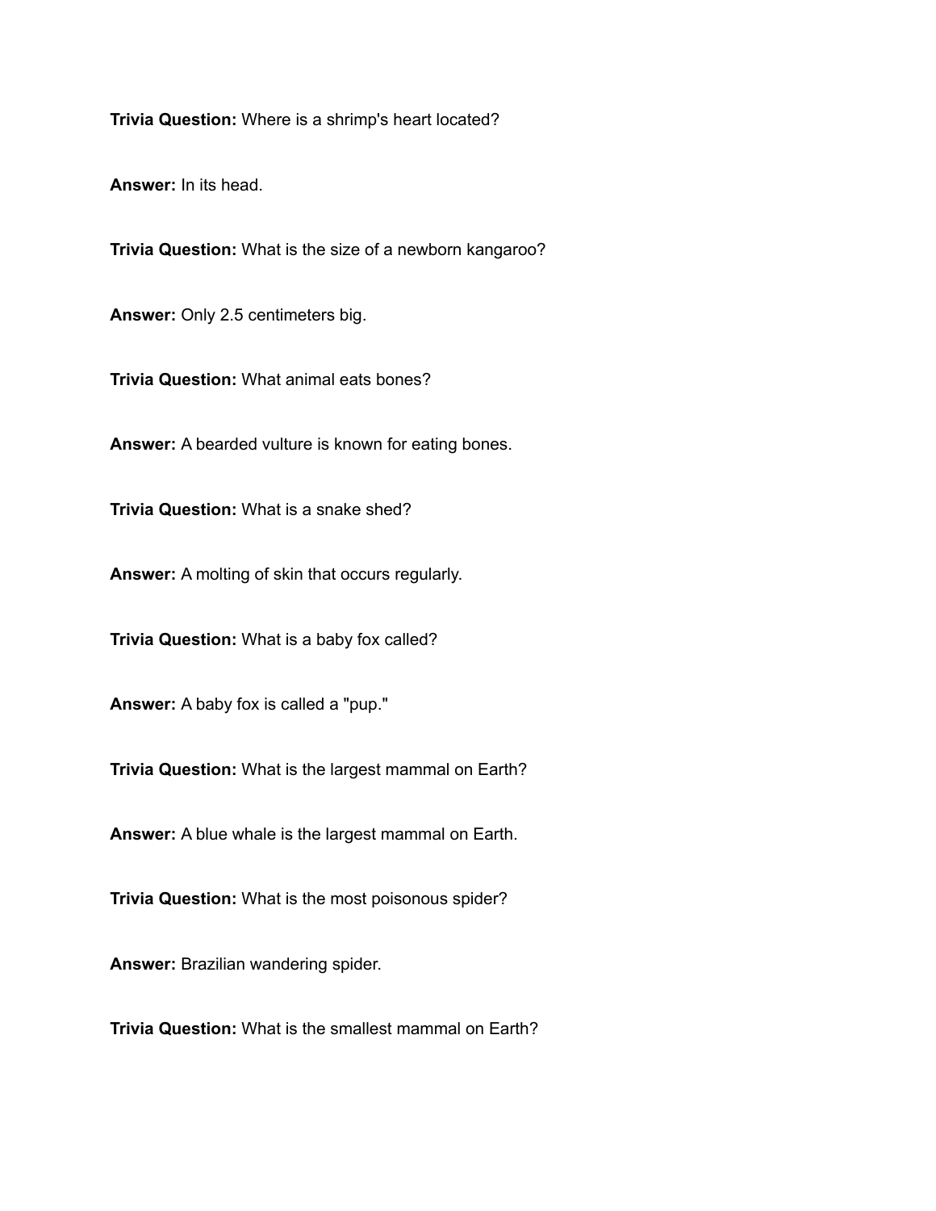**Trivia Question:** Where is a shrimp's heart located?

**Answer:** In its head.

**Trivia Question:** What is the size of a newborn kangaroo?

**Answer:** Only 2.5 centimeters big.

**Trivia Question:** What animal eats bones?

**Answer:** A bearded vulture is known for eating bones.

**Trivia Question:** What is a snake shed?

**Answer:** A molting of skin that occurs regularly.

**Trivia Question:** What is a baby fox called?

**Answer:** A baby fox is called a "pup."

**Trivia Question:** What is the largest mammal on Earth?

**Answer:** A blue whale is the largest mammal on Earth.

**Trivia Question:** What is the most poisonous spider?

**Answer:** Brazilian wandering spider.

**Trivia Question:** What is the smallest mammal on Earth?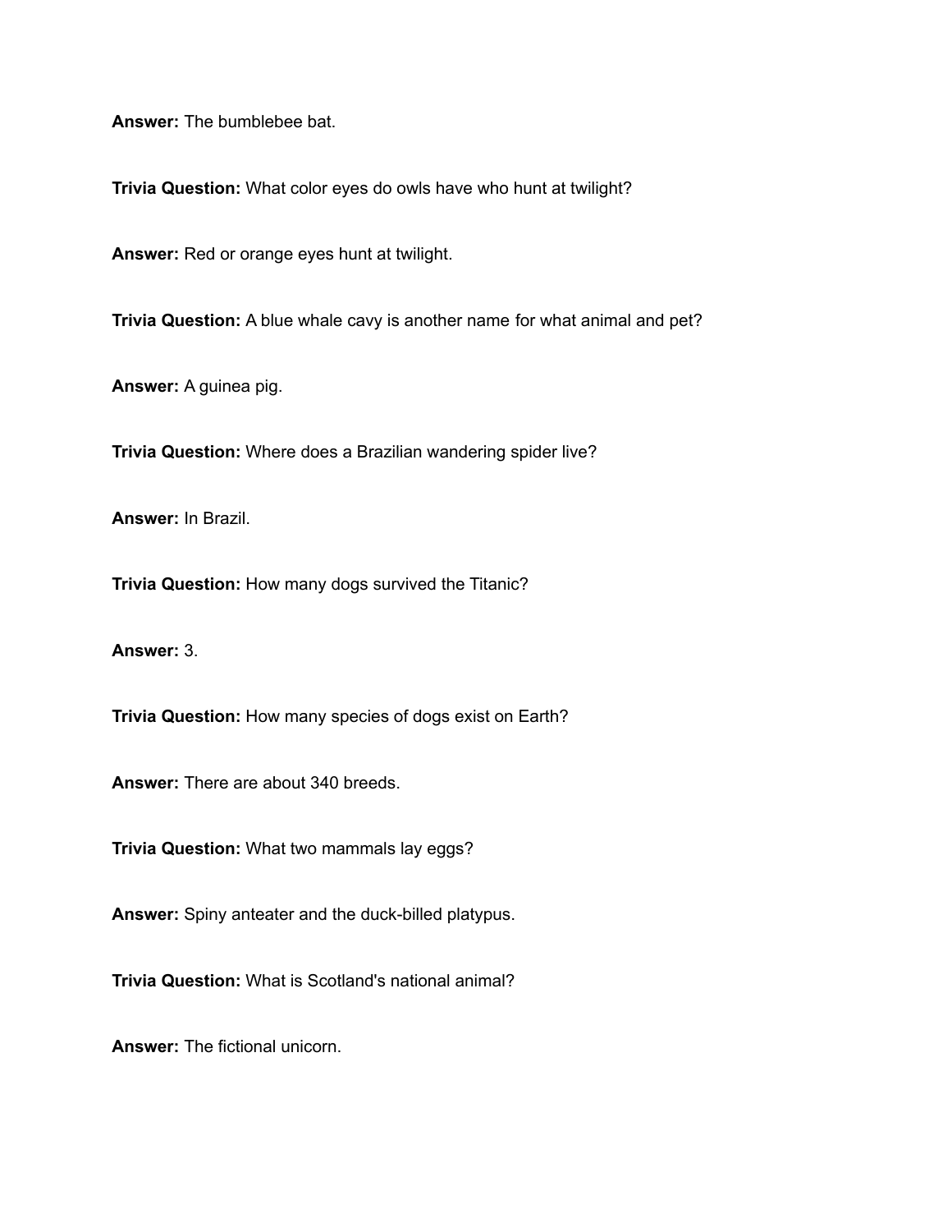**Answer:** The bumblebee bat.

**Trivia Question:** What color eyes do owls have who hunt at twilight?

**Answer:** Red or orange eyes hunt at twilight.

**Trivia Question:** A blue whale cavy is another name for what animal and pet?

**Answer:** A guinea pig.

**Trivia Question:** Where does a Brazilian wandering spider live?

**Answer:** In Brazil.

**Trivia Question:** How many dogs survived the Titanic?

**Answer:** 3.

**Trivia Question:** How many species of dogs exist on Earth?

**Answer:** There are about 340 breeds.

**Trivia Question:** What two mammals lay eggs?

**Answer:** Spiny anteater and the duck-billed platypus.

**Trivia Question:** What is Scotland's national animal?

**Answer:** The fictional unicorn.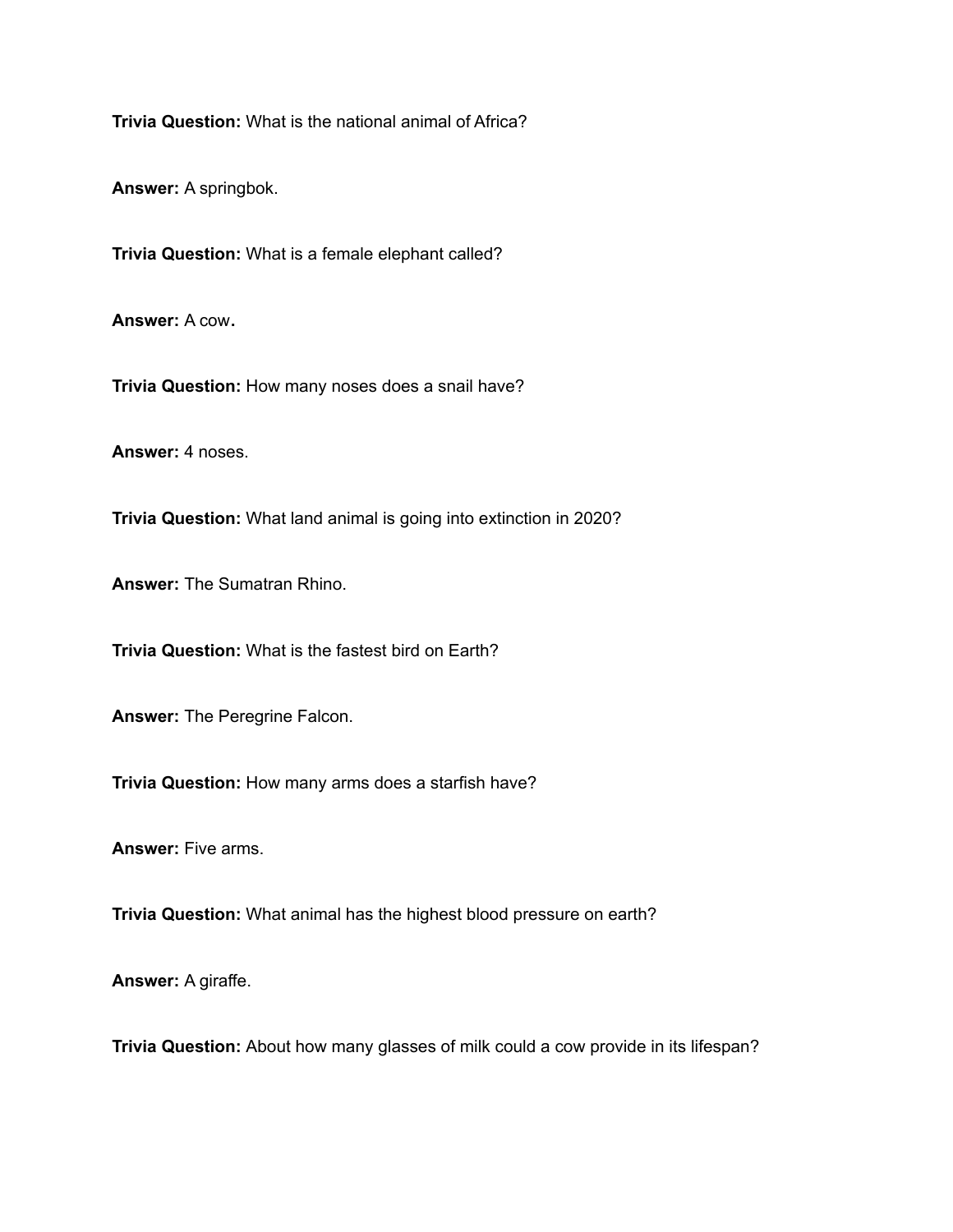**Trivia Question:** What is the national animal of Africa?

**Answer:** A springbok.

**Trivia Question:** What is a female elephant called?

**Answer:** A cow**.**

**Trivia Question:** How many noses does a snail have?

**Answer:** 4 noses.

**Trivia Question:** What land animal is going into extinction in 2020?

**Answer:** The Sumatran Rhino.

**Trivia Question:** What is the fastest bird on Earth?

**Answer:** The Peregrine Falcon.

**Trivia Question:** How many arms does a starfish have?

**Answer:** Five arms.

**Trivia Question:** What animal has the highest blood pressure on earth?

**Answer:** A giraffe.

**Trivia Question:** About how many glasses of milk could a cow provide in its lifespan?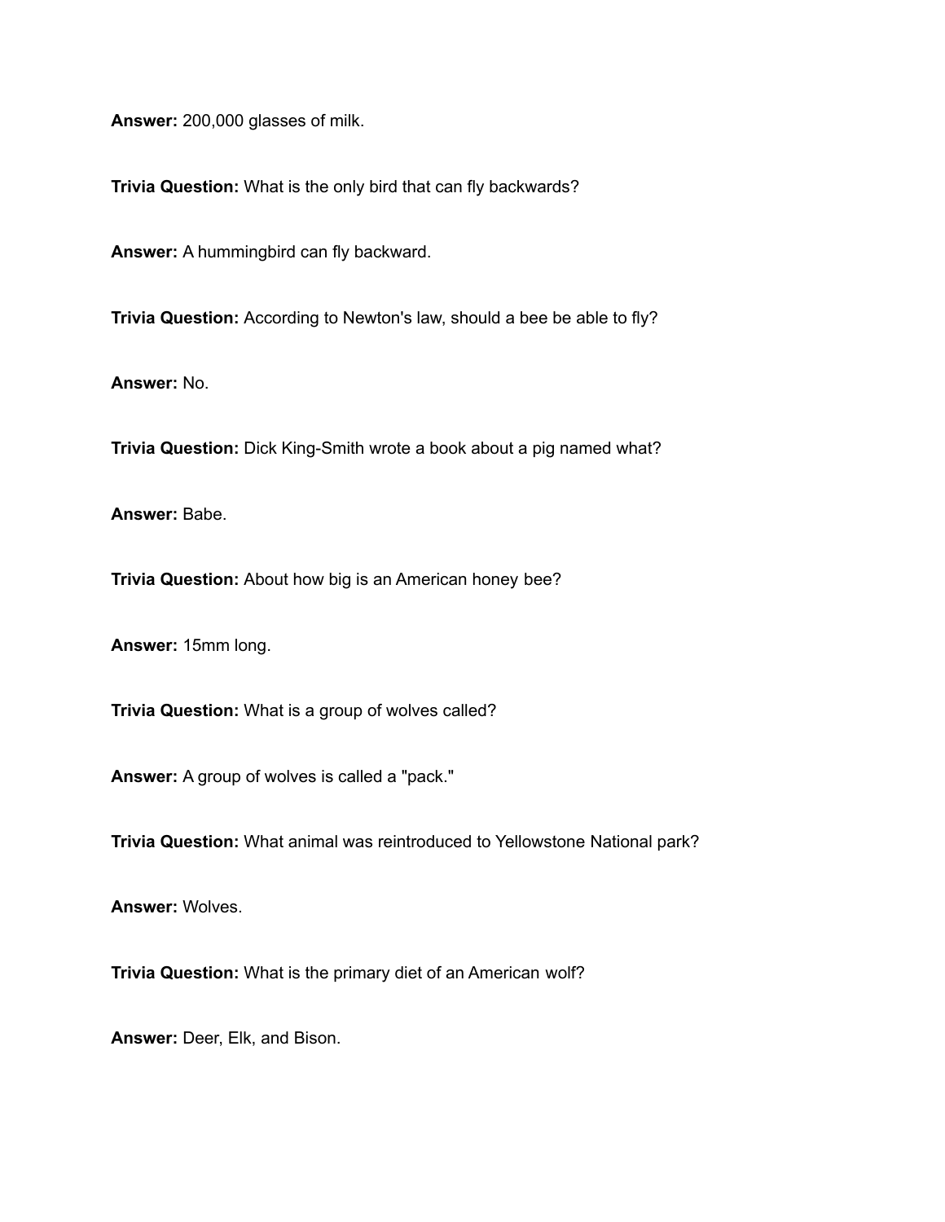**Answer:** 200,000 glasses of milk.

**Trivia Question:** What is the only bird that can fly backwards?

**Answer:** A hummingbird can fly backward.

**Trivia Question:** According to Newton's law, should a bee be able to fly?

**Answer:** No.

**Trivia Question:** Dick King-Smith wrote a book about a pig named what?

**Answer:** Babe.

**Trivia Question:** About how big is an American honey bee?

**Answer:** 15mm long.

**Trivia Question:** What is a group of wolves called?

**Answer:** A group of wolves is called a "pack."

**Trivia Question:** What animal was reintroduced to Yellowstone National park?

**Answer:** Wolves.

**Trivia Question:** What is the primary diet of an American wolf?

**Answer:** Deer, Elk, and Bison.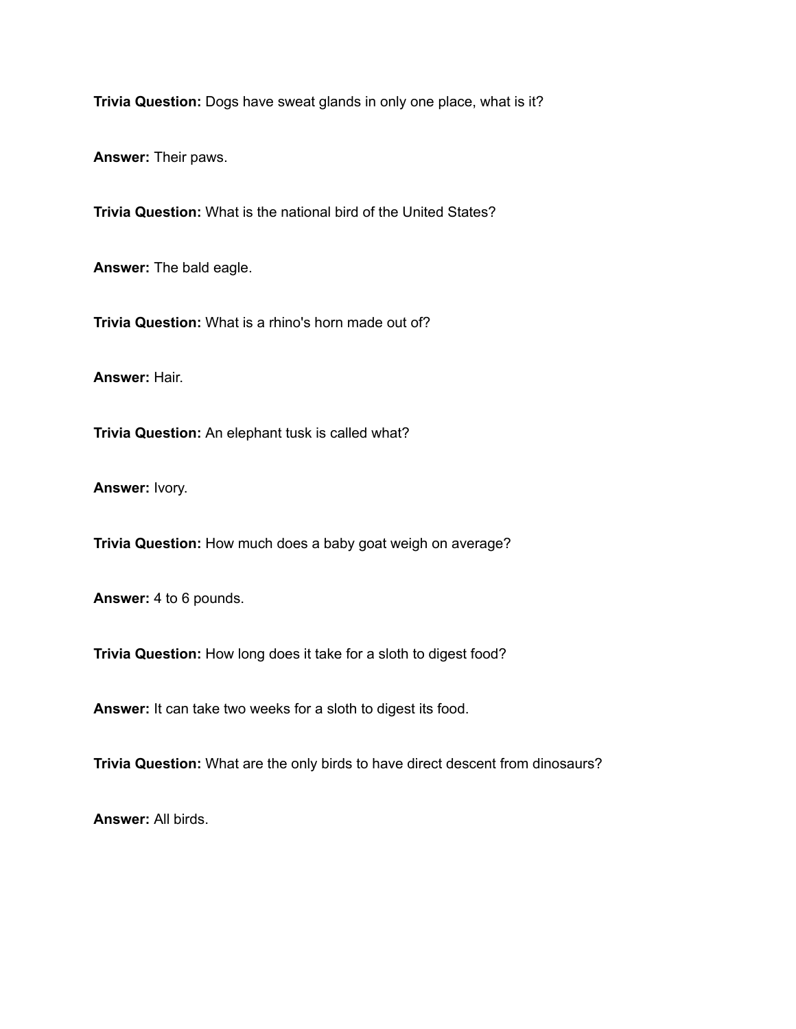**Trivia Question:** Dogs have sweat glands in only one place, what is it?

**Answer:** Their paws.

**Trivia Question:** What is the national bird of the United States?

**Answer:** The bald eagle.

**Trivia Question:** What is a rhino's horn made out of?

**Answer:** Hair.

**Trivia Question:** An elephant tusk is called what?

**Answer:** Ivory.

**Trivia Question:** How much does a baby goat weigh on average?

**Answer:** 4 to 6 pounds.

**Trivia Question:** How long does it take for a sloth to digest food?

**Answer:** It can take two weeks for a sloth to digest its food.

**Trivia Question:** What are the only birds to have direct descent from dinosaurs?

**Answer:** All birds.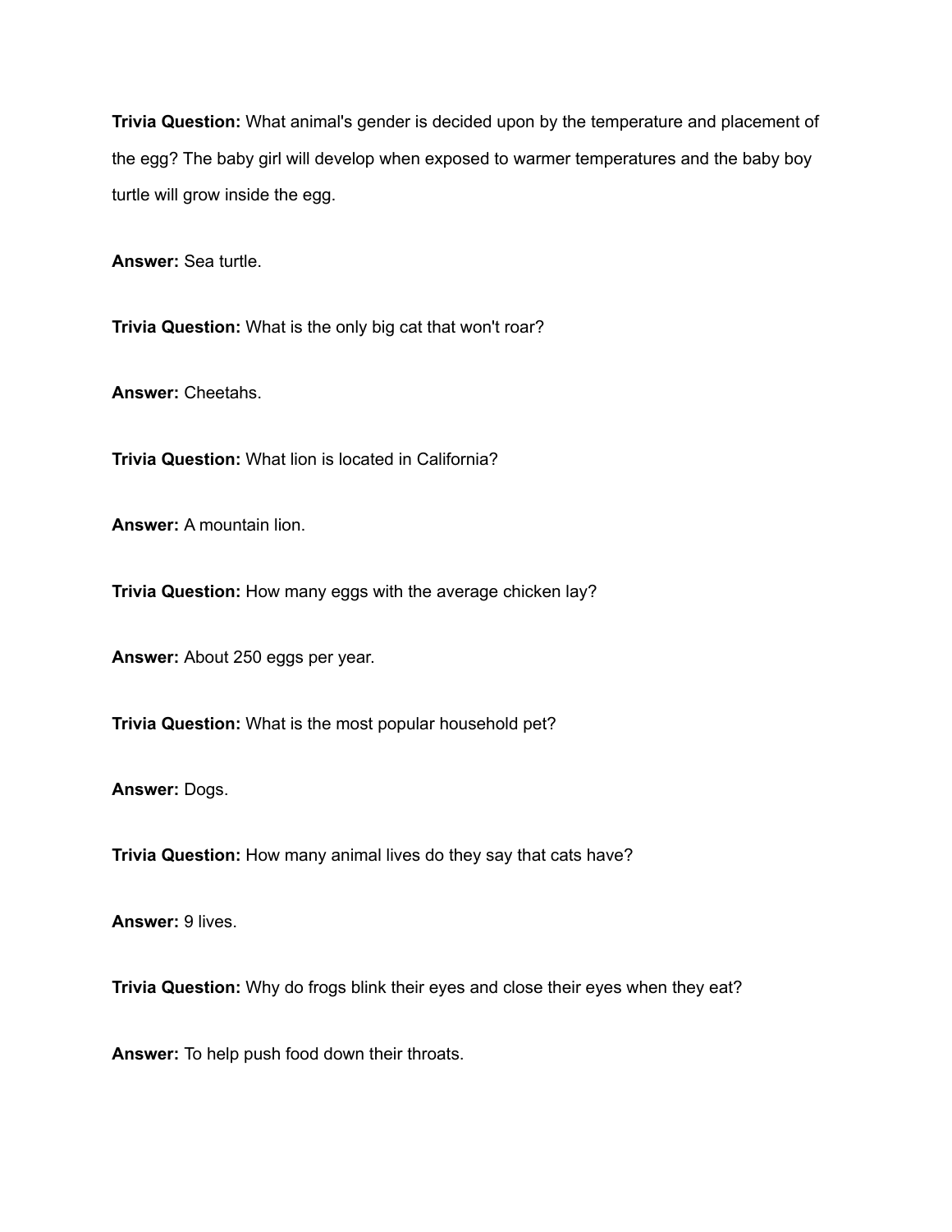**Trivia Question:** What animal's gender is decided upon by the temperature and placement of the egg? The baby girl will develop when exposed to warmer temperatures and the baby boy turtle will grow inside the egg.

**Answer:** Sea turtle.

**Trivia Question:** What is the only big cat that won't roar?

**Answer:** Cheetahs.

**Trivia Question:** What lion is located in California?

**Answer:** A mountain lion.

**Trivia Question:** How many eggs with the average chicken lay?

**Answer:** About 250 eggs per year.

**Trivia Question:** What is the most popular household pet?

**Answer:** Dogs.

**Trivia Question:** How many animal lives do they say that cats have?

**Answer:** 9 lives.

**Trivia Question:** Why do frogs blink their eyes and close their eyes when they eat?

**Answer:** To help push food down their throats.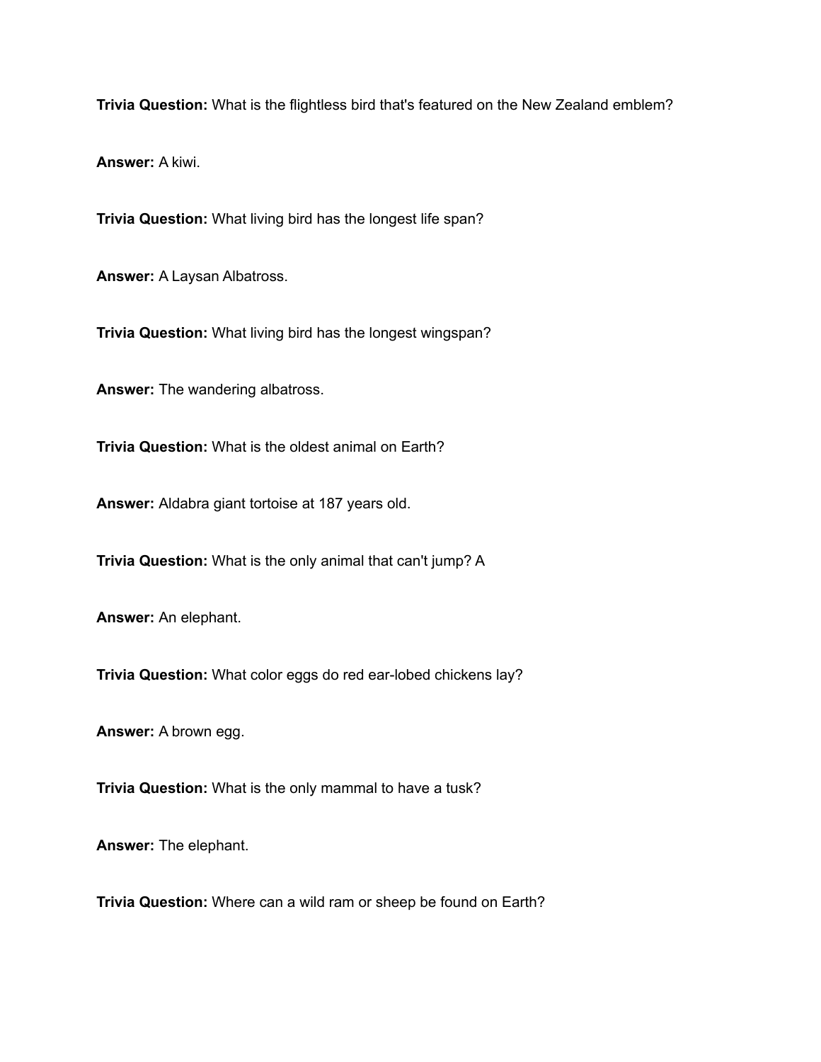**Trivia Question:** What is the flightless bird that's featured on the New Zealand emblem?

**Answer:** A kiwi.

**Trivia Question:** What living bird has the longest life span?

**Answer:** A Laysan Albatross.

**Trivia Question:** What living bird has the longest wingspan?

**Answer:** The wandering albatross.

**Trivia Question:** What is the oldest animal on Earth?

**Answer:** Aldabra giant tortoise at 187 years old.

**Trivia Question:** What is the only animal that can't jump? A

**Answer:** An elephant.

**Trivia Question:** What color eggs do red ear-lobed chickens lay?

**Answer:** A brown egg.

**Trivia Question:** What is the only mammal to have a tusk?

**Answer:** The elephant.

**Trivia Question:** Where can a wild ram or sheep be found on Earth?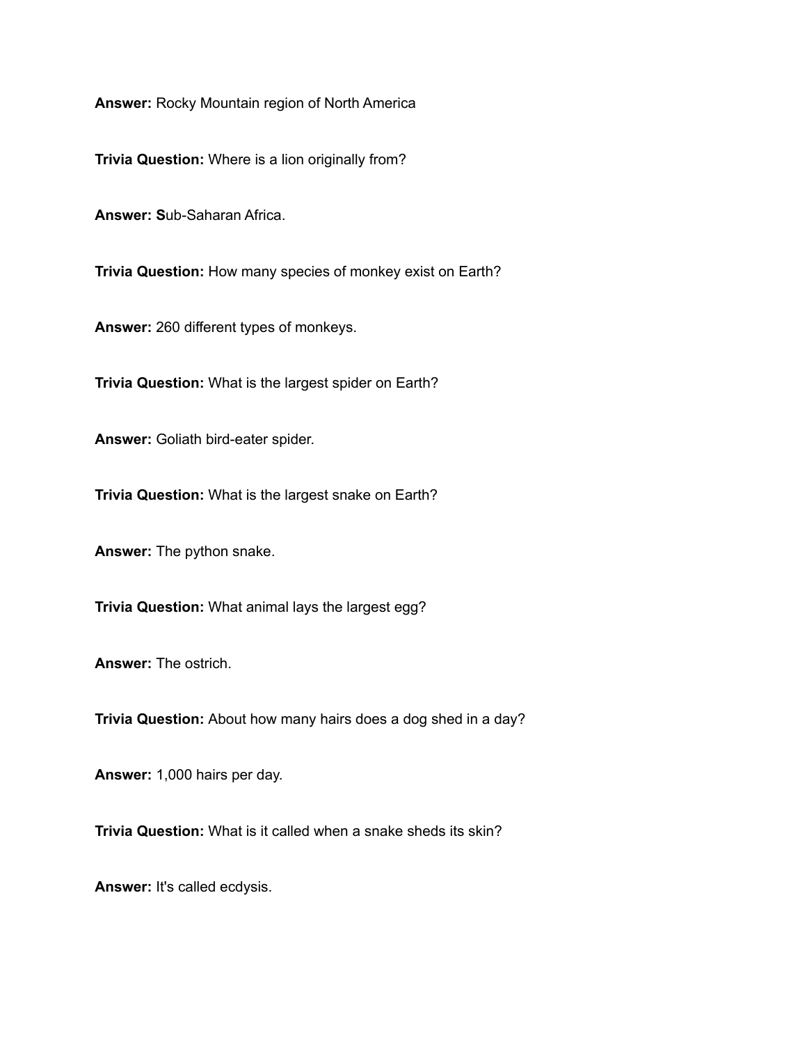**Answer:** Rocky Mountain region of North America

**Trivia Question:** Where is a lion originally from?

**Answer: S**ub-Saharan Africa.

**Trivia Question:** How many species of monkey exist on Earth?

**Answer:** 260 different types of monkeys.

**Trivia Question:** What is the largest spider on Earth?

**Answer:** Goliath bird-eater spider.

**Trivia Question:** What is the largest snake on Earth?

**Answer:** The python snake.

**Trivia Question:** What animal lays the largest egg?

**Answer:** The ostrich.

**Trivia Question:** About how many hairs does a dog shed in a day?

**Answer:** 1,000 hairs per day.

**Trivia Question:** What is it called when a snake sheds its skin?

**Answer:** It's called ecdysis.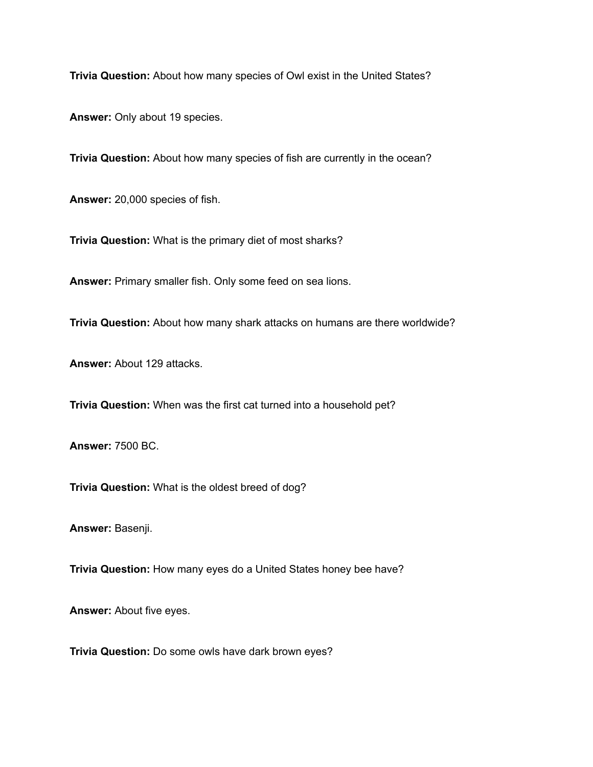**Trivia Question:** About how many species of Owl exist in the United States?

**Answer:** Only about 19 species.

**Trivia Question:** About how many species of fish are currently in the ocean?

**Answer:** 20,000 species of fish.

**Trivia Question:** What is the primary diet of most sharks?

**Answer:** Primary smaller fish. Only some feed on sea lions.

**Trivia Question:** About how many shark attacks on humans are there worldwide?

**Answer:** About 129 attacks.

**Trivia Question:** When was the first cat turned into a household pet?

**Answer:** 7500 BC.

**Trivia Question:** What is the oldest breed of dog?

**Answer:** Basenji.

**Trivia Question:** How many eyes do a United States honey bee have?

**Answer:** About five eyes.

**Trivia Question:** Do some owls have dark brown eyes?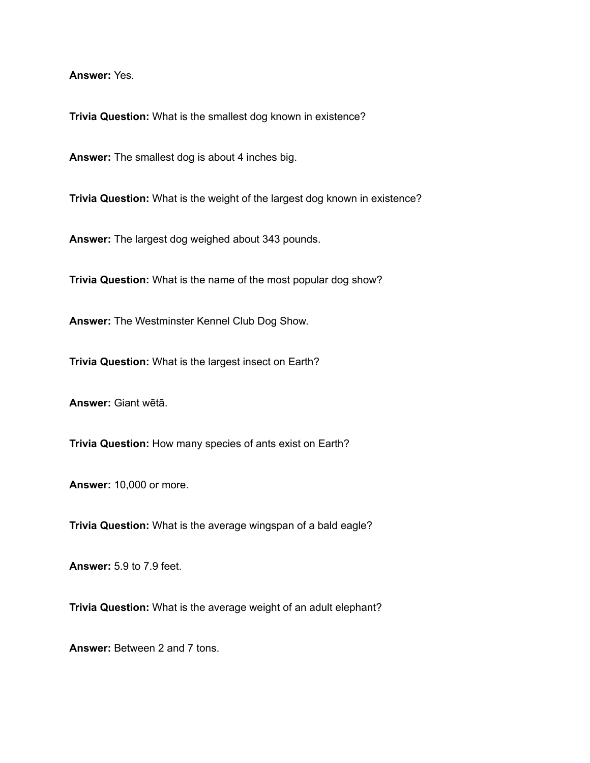**Answer:** Yes.

**Trivia Question:** What is the smallest dog known in existence?

**Answer:** The smallest dog is about 4 inches big.

**Trivia Question:** What is the weight of the largest dog known in existence?

**Answer:** The largest dog weighed about 343 pounds.

**Trivia Question:** What is the name of the most popular dog show?

**Answer:** The Westminster Kennel Club Dog Show.

**Trivia Question:** What is the largest insect on Earth?

**Answer:** Giant wētā.

**Trivia Question:** How many species of ants exist on Earth?

**Answer:** 10,000 or more.

**Trivia Question:** What is the average wingspan of a bald eagle?

**Answer:** 5.9 to 7.9 feet.

**Trivia Question:** What is the average weight of an adult elephant?

**Answer:** Between 2 and 7 tons.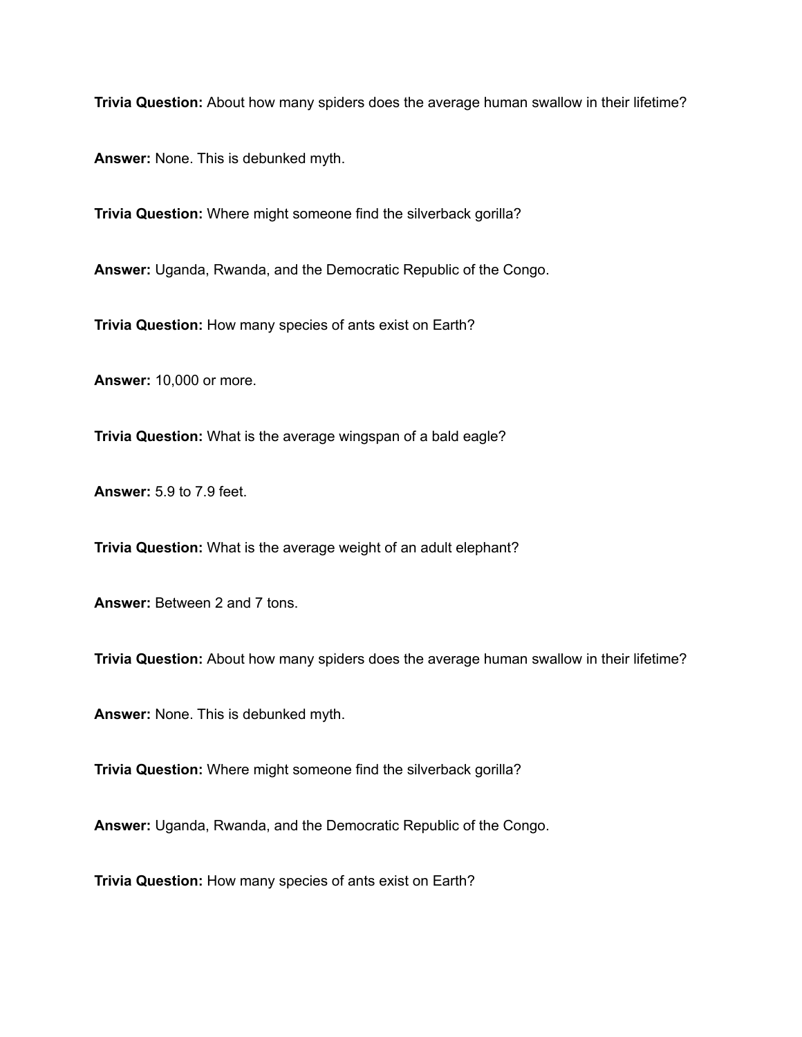**Trivia Question:** About how many spiders does the average human swallow in their lifetime?

**Answer:** None. This is debunked myth.

**Trivia Question:** Where might someone find the silverback gorilla?

**Answer:** Uganda, Rwanda, and the Democratic Republic of the Congo.

**Trivia Question:** How many species of ants exist on Earth?

**Answer:** 10,000 or more.

**Trivia Question:** What is the average wingspan of a bald eagle?

**Answer:** 5.9 to 7.9 feet.

**Trivia Question:** What is the average weight of an adult elephant?

**Answer:** Between 2 and 7 tons.

**Trivia Question:** About how many spiders does the average human swallow in their lifetime?

**Answer:** None. This is debunked myth.

**Trivia Question:** Where might someone find the silverback gorilla?

**Answer:** Uganda, Rwanda, and the Democratic Republic of the Congo.

**Trivia Question:** How many species of ants exist on Earth?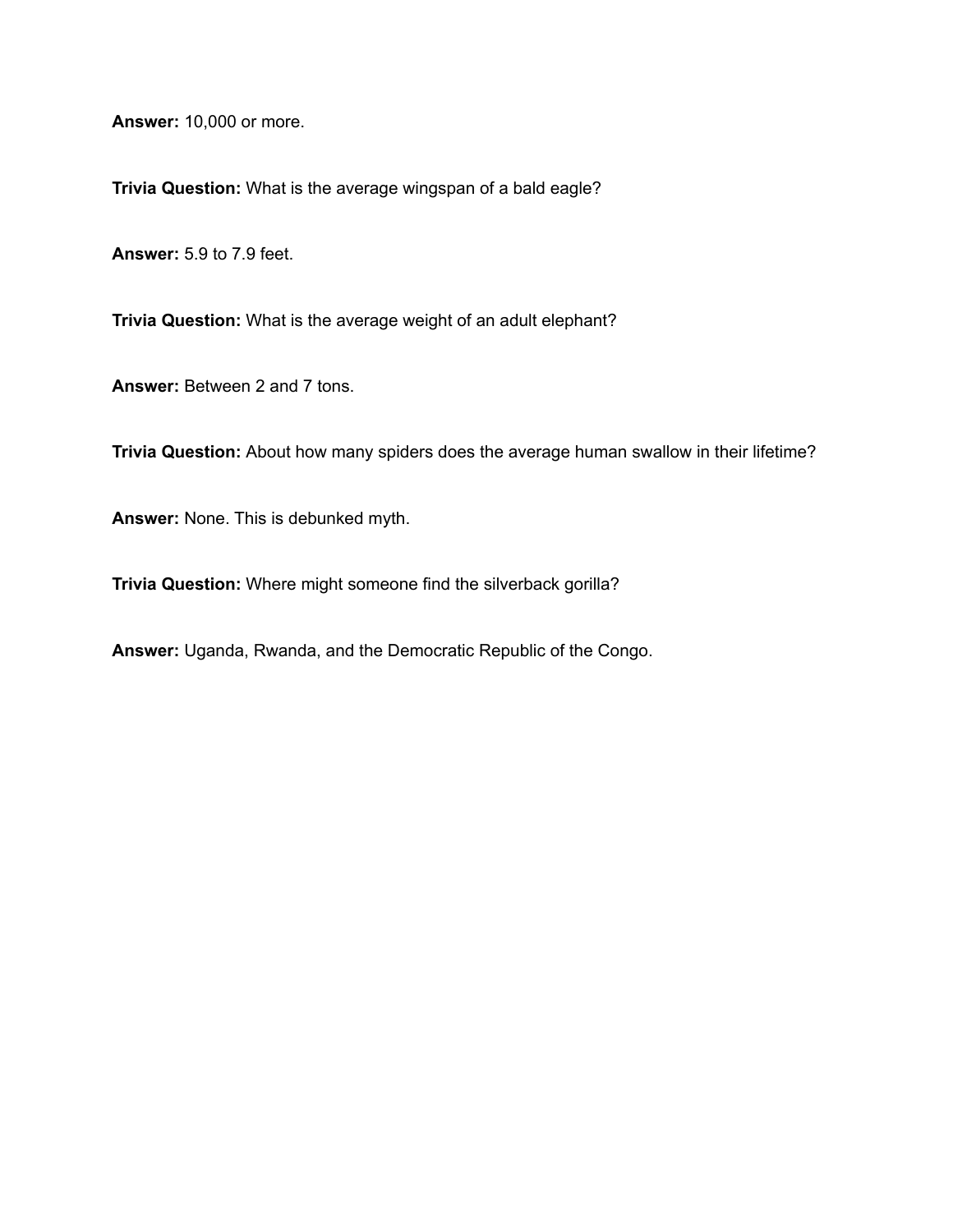**Answer:** 10,000 or more.

**Trivia Question:** What is the average wingspan of a bald eagle?

**Answer:** 5.9 to 7.9 feet.

**Trivia Question:** What is the average weight of an adult elephant?

**Answer:** Between 2 and 7 tons.

**Trivia Question:** About how many spiders does the average human swallow in their lifetime?

**Answer:** None. This is debunked myth.

**Trivia Question:** Where might someone find the silverback gorilla?

**Answer:** Uganda, Rwanda, and the Democratic Republic of the Congo.